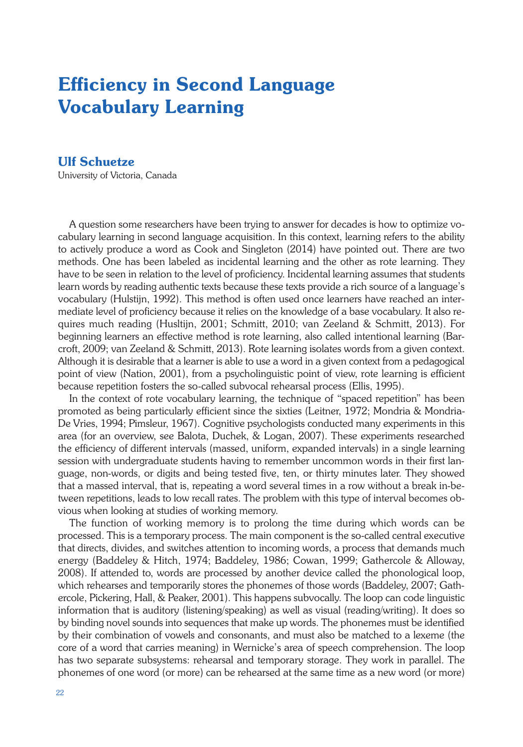# Efficiency in Second Language Vocabulary Learning

**Ulf Schuetze**
University of Victoria, Canada

A question some researchers have been trying to answer for decades is how to optimize vocabulary learning in second language acquisition. In this context, learning refers to the ability to actively produce a word as Cook and Singleton (2014) have pointed out. There are two methods. One has been labeled as incidental learning and the other as rote learning. They have to be seen in relation to the level of proficiency. Incidental learning assumes that students learn words by reading authentic texts because these texts provide a rich source of a language's vocabulary (Hulstijn, 1992). This method is often used once learners have reached an intermediate level of proficiency because it relies on the knowledge of a base vocabulary. It also requires much reading (Husltijn, 2001; Schmitt, 2010; van Zeeland & Schmitt, 2013). For beginning learners an effective method is rote learning, also called intentional learning (Barcroft, 2009; van Zeeland & Schmitt, 2013). Rote learning isolates words from a given context. Although it is desirable that a learner is able to use a word in a given context from a pedagogical point of view (Nation, 2001), from a psycholinguistic point of view, rote learning is efficient because repetition fosters the so-called subvocal rehearsal process (Ellis, 1995).

In the context of rote vocabulary learning, the technique of "spaced repetition" has been promoted as being particularly efficient since the sixties (Leitner, 1972; Mondria & Mondria-De Vries, 1994; Pimsleur, 1967). Cognitive psychologists conducted many experiments in this area (for an overview, see Balota, Duchek, & Logan, 2007). These experiments researched the efficiency of different intervals (massed, uniform, expanded intervals) in a single learning session with undergraduate students having to remember uncommon words in their first language, non-words, or digits and being tested five, ten, or thirty minutes later. They showed that a massed interval, that is, repeating a word several times in a row without a break in-between repetitions, leads to low recall rates. The problem with this type of interval becomes obvious when looking at studies of working memory.

The function of working memory is to prolong the time during which words can be processed. This is a temporary process. The main component is the so-called central executive that directs, divides, and switches attention to incoming words, a process that demands much energy (Baddeley & Hitch, 1974; Baddeley, 1986; Cowan, 1999; Gathercole & Alloway, 2008). If attended to, words are processed by another device called the phonological loop, which rehearses and temporarily stores the phonemes of those words (Baddeley, 2007; Gathercole, Pickering, Hall, & Peaker, 2001). This happens subvocally. The loop can code linguistic information that is auditory (listening/speaking) as well as visual (reading/writing). It does so by binding novel sounds into sequences that make up words. The phonemes must be identified by their combination of vowels and consonants, and must also be matched to a lexeme (the core of a word that carries meaning) in Wernicke's area of speech comprehension. The loop has two separate subsystems: rehearsal and temporary storage. They work in parallel. The phonemes of one word (or more) can be rehearsed at the same time as a new word (or more)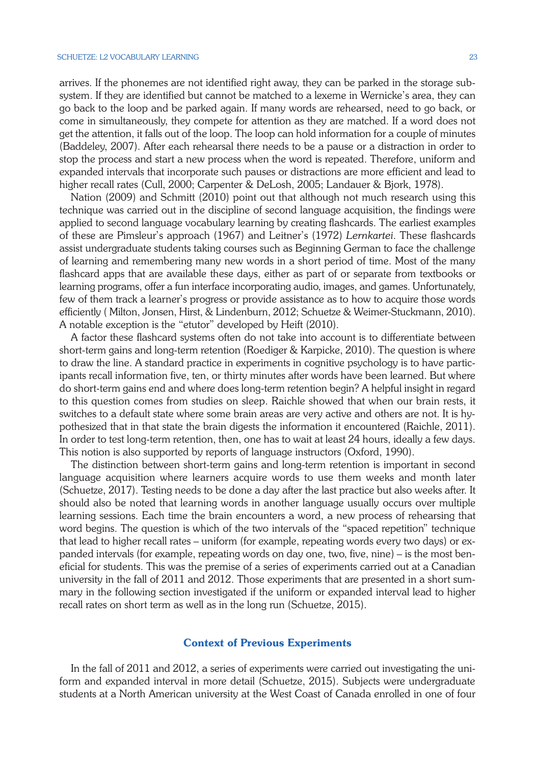arrives. If the phonemes are not identified right away, they can be parked in the storage subsystem. If they are identified but cannot be matched to a lexeme in Wernicke's area, they can go back to the loop and be parked again. If many words are rehearsed, need to go back, or come in simultaneously, they compete for attention as they are matched. If a word does not get the attention, it falls out of the loop. The loop can hold information for a couple of minutes (Baddeley, 2007). After each rehearsal there needs to be a pause or a distraction in order to stop the process and start a new process when the word is repeated. Therefore, uniform and expanded intervals that incorporate such pauses or distractions are more efficient and lead to higher recall rates (Cull, 2000; Carpenter & DeLosh, 2005; Landauer & Bjork, 1978).

Nation (2009) and Schmitt (2010) point out that although not much research using this technique was carried out in the discipline of second language acquisition, the findings were applied to second language vocabulary learning by creating flashcards. The earliest examples of these are Pimsleur's approach (1967) and Leitner's (1972) *Lernkartei*. These flashcards assist undergraduate students taking courses such as Beginning German to face the challenge of learning and remembering many new words in a short period of time. Most of the many flashcard apps that are available these days, either as part of or separate from textbooks or learning programs, offer a fun interface incorporating audio, images, and games. Unfortunately, few of them track a learner's progress or provide assistance as to how to acquire those words efficiently ( Milton, Jonsen, Hirst, & Lindenburn, 2012; Schuetze & Weimer-Stuckmann, 2010). A notable exception is the "etutor" developed by Heift (2010).

A factor these flashcard systems often do not take into account is to differentiate between short-term gains and long-term retention (Roediger & Karpicke, 2010). The question is where to draw the line. A standard practice in experiments in cognitive psychology is to have participants recall information five, ten, or thirty minutes after words have been learned. But where do short-term gains end and where does long-term retention begin? A helpful insight in regard to this question comes from studies on sleep. Raichle showed that when our brain rests, it switches to a default state where some brain areas are very active and others are not. It is hypothesized that in that state the brain digests the information it encountered (Raichle, 2011). In order to test long-term retention, then, one has to wait at least 24 hours, ideally a few days. This notion is also supported by reports of language instructors (Oxford, 1990).

The distinction between short-term gains and long-term retention is important in second language acquisition where learners acquire words to use them weeks and month later (Schuetze, 2017). Testing needs to be done a day after the last practice but also weeks after. It should also be noted that learning words in another language usually occurs over multiple learning sessions. Each time the brain encounters a word, a new process of rehearsing that word begins. The question is which of the two intervals of the "spaced repetition" technique that lead to higher recall rates – uniform (for example, repeating words every two days) or expanded intervals (for example, repeating words on day one, two, five, nine) – is the most beneficial for students. This was the premise of a series of experiments carried out at a Canadian university in the fall of 2011 and 2012. Those experiments that are presented in a short summary in the following section investigated if the uniform or expanded interval lead to higher recall rates on short term as well as in the long run (Schuetze, 2015).

## Context of Previous Experiments

In the fall of 2011 and 2012, a series of experiments were carried out investigating the uniform and expanded interval in more detail (Schuetze, 2015). Subjects were undergraduate students at a North American university at the West Coast of Canada enrolled in one of four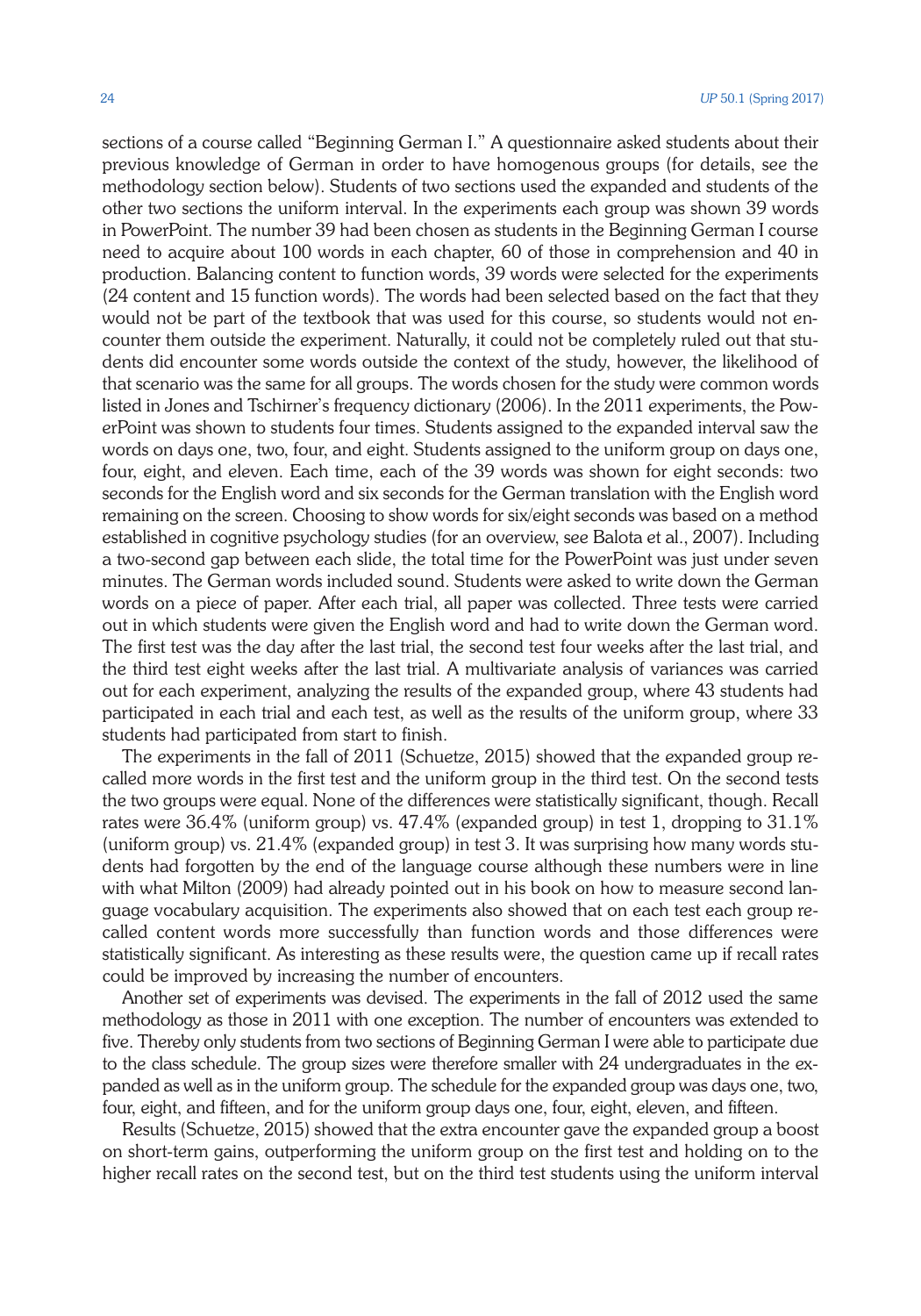sections of a course called "Beginning German I." A questionnaire asked students about their previous knowledge of German in order to have homogenous groups (for details, see the methodology section below). Students of two sections used the expanded and students of the other two sections the uniform interval. In the experiments each group was shown 39 words in PowerPoint. The number 39 had been chosen as students in the Beginning German I course need to acquire about 100 words in each chapter, 60 of those in comprehension and 40 in production. Balancing content to function words, 39 words were selected for the experiments (24 content and 15 function words). The words had been selected based on the fact that they would not be part of the textbook that was used for this course, so students would not encounter them outside the experiment. Naturally, it could not be completely ruled out that students did encounter some words outside the context of the study, however, the likelihood of that scenario was the same for all groups. The words chosen for the study were common words listed in Jones and Tschirner's frequency dictionary (2006). In the 2011 experiments, the PowerPoint was shown to students four times. Students assigned to the expanded interval saw the words on days one, two, four, and eight. Students assigned to the uniform group on days one, four, eight, and eleven. Each time, each of the 39 words was shown for eight seconds: two seconds for the English word and six seconds for the German translation with the English word remaining on the screen. Choosing to show words for six/eight seconds was based on a method established in cognitive psychology studies (for an overview, see Balota et al., 2007). Including a two-second gap between each slide, the total time for the PowerPoint was just under seven minutes. The German words included sound. Students were asked to write down the German words on a piece of paper. After each trial, all paper was collected. Three tests were carried out in which students were given the English word and had to write down the German word. The first test was the day after the last trial, the second test four weeks after the last trial, and the third test eight weeks after the last trial. A multivariate analysis of variances was carried out for each experiment, analyzing the results of the expanded group, where 43 students had participated in each trial and each test, as well as the results of the uniform group, where 33 students had participated from start to finish.

The experiments in the fall of 2011 (Schuetze, 2015) showed that the expanded group recalled more words in the first test and the uniform group in the third test. On the second tests the two groups were equal. None of the differences were statistically significant, though. Recall rates were 36.4% (uniform group) vs. 47.4% (expanded group) in test 1, dropping to 31.1% (uniform group) vs. 21.4% (expanded group) in test 3. It was surprising how many words students had forgotten by the end of the language course although these numbers were in line with what Milton (2009) had already pointed out in his book on how to measure second language vocabulary acquisition. The experiments also showed that on each test each group recalled content words more successfully than function words and those differences were statistically significant. As interesting as these results were, the question came up if recall rates could be improved by increasing the number of encounters.

Another set of experiments was devised. The experiments in the fall of 2012 used the same methodology as those in 2011 with one exception. The number of encounters was extended to five. Thereby only students from two sections of Beginning German I were able to participate due to the class schedule. The group sizes were therefore smaller with 24 undergraduates in the expanded as well as in the uniform group. The schedule for the expanded group was days one, two, four, eight, and fifteen, and for the uniform group days one, four, eight, eleven, and fifteen.

Results (Schuetze, 2015) showed that the extra encounter gave the expanded group a boost on short-term gains, outperforming the uniform group on the first test and holding on to the higher recall rates on the second test, but on the third test students using the uniform interval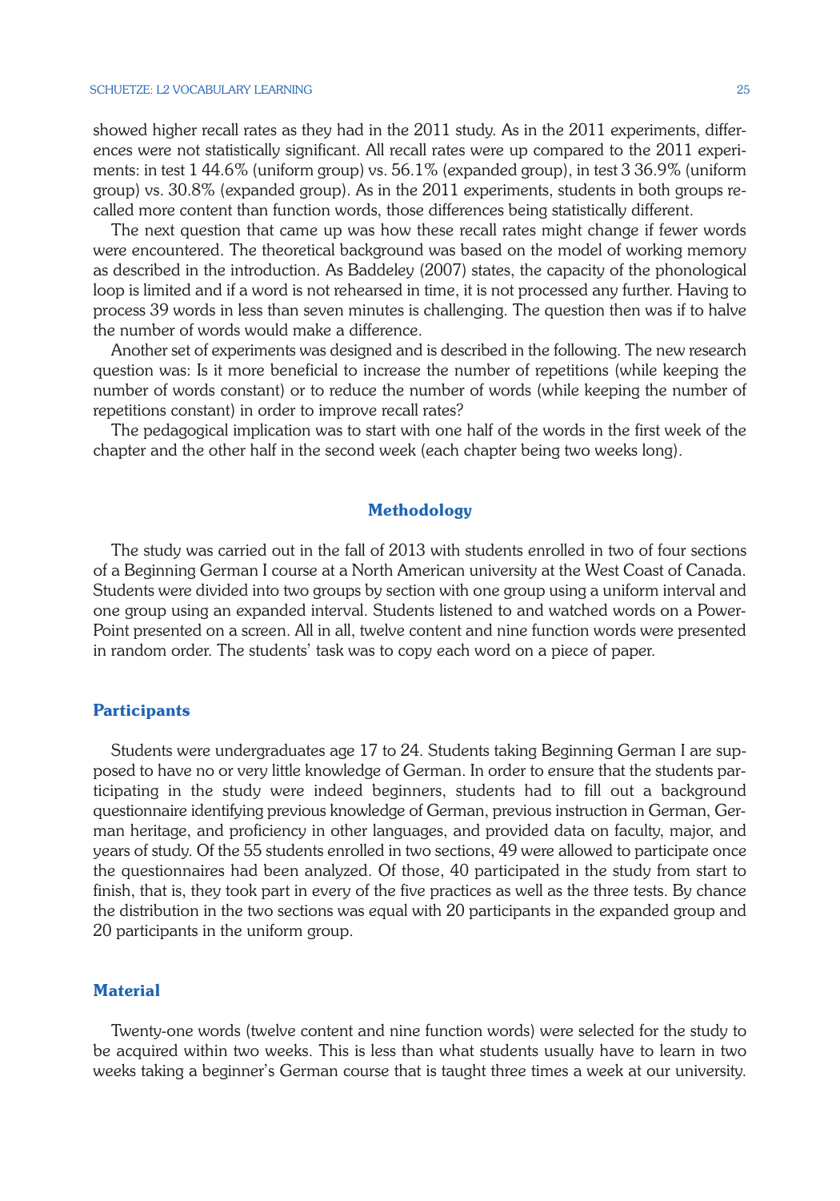showed higher recall rates as they had in the 2011 study. As in the 2011 experiments, differences were not statistically significant. All recall rates were up compared to the 2011 experiments: in test 1 44.6% (uniform group) vs. 56.1% (expanded group), in test 3 36.9% (uniform group) vs. 30.8% (expanded group). As in the 2011 experiments, students in both groups recalled more content than function words, those differences being statistically different.

The next question that came up was how these recall rates might change if fewer words were encountered. The theoretical background was based on the model of working memory as described in the introduction. As Baddeley (2007) states, the capacity of the phonological loop is limited and if a word is not rehearsed in time, it is not processed any further. Having to process 39 words in less than seven minutes is challenging. The question then was if to halve the number of words would make a difference.

Another set of experiments was designed and is described in the following. The new research question was: Is it more beneficial to increase the number of repetitions (while keeping the number of words constant) or to reduce the number of words (while keeping the number of repetitions constant) in order to improve recall rates?

The pedagogical implication was to start with one half of the words in the first week of the chapter and the other half in the second week (each chapter being two weeks long).

## Methodology

The study was carried out in the fall of 2013 with students enrolled in two of four sections of a Beginning German I course at a North American university at the West Coast of Canada. Students were divided into two groups by section with one group using a uniform interval and one group using an expanded interval. Students listened to and watched words on a PowerPoint presented on a screen. All in all, twelve content and nine function words were presented in random order. The students' task was to copy each word on a piece of paper.

### Participants

Students were undergraduates age 17 to 24. Students taking Beginning German I are supposed to have no or very little knowledge of German. In order to ensure that the students participating in the study were indeed beginners, students had to fill out a background questionnaire identifying previous knowledge of German, previous instruction in German, German heritage, and proficiency in other languages, and provided data on faculty, major, and years of study. Of the 55 students enrolled in two sections, 49 were allowed to participate once the questionnaires had been analyzed. Of those, 40 participated in the study from start to finish, that is, they took part in every of the five practices as well as the three tests. By chance the distribution in the two sections was equal with 20 participants in the expanded group and 20 participants in the uniform group.

### Material

Twenty-one words (twelve content and nine function words) were selected for the study to be acquired within two weeks. This is less than what students usually have to learn in two weeks taking a beginner's German course that is taught three times a week at our university.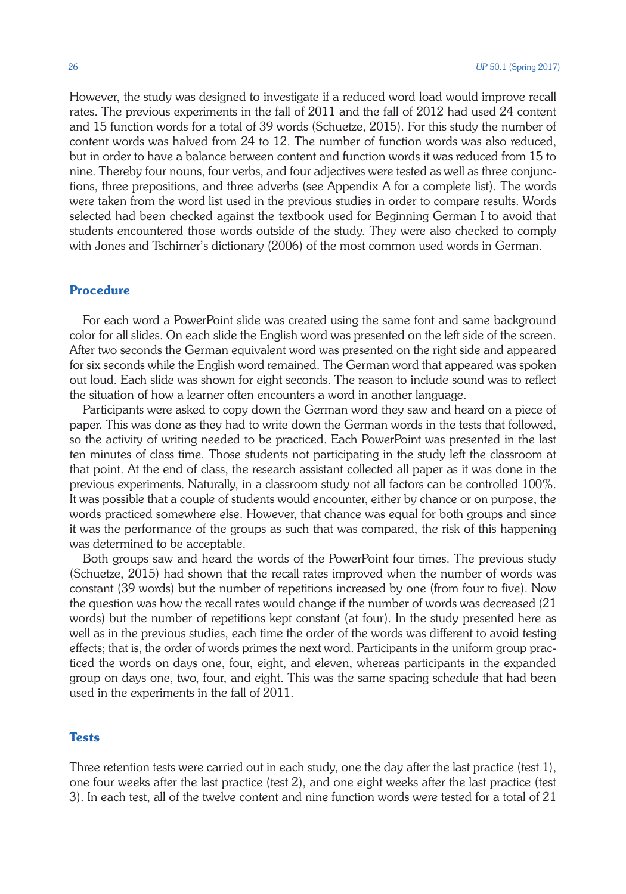However, the study was designed to investigate if a reduced word load would improve recall rates. The previous experiments in the fall of 2011 and the fall of 2012 had used 24 content and 15 function words for a total of 39 words (Schuetze, 2015). For this study the number of content words was halved from 24 to 12. The number of function words was also reduced, but in order to have a balance between content and function words it was reduced from 15 to nine. Thereby four nouns, four verbs, and four adjectives were tested as well as three conjunctions, three prepositions, and three adverbs (see Appendix A for a complete list). The words were taken from the word list used in the previous studies in order to compare results. Words selected had been checked against the textbook used for Beginning German I to avoid that students encountered those words outside of the study. They were also checked to comply with Jones and Tschirner's dictionary (2006) of the most common used words in German.

## Procedure

For each word a PowerPoint slide was created using the same font and same background color for all slides. On each slide the English word was presented on the left side of the screen. After two seconds the German equivalent word was presented on the right side and appeared for six seconds while the English word remained. The German word that appeared was spoken out loud. Each slide was shown for eight seconds. The reason to include sound was to reflect the situation of how a learner often encounters a word in another language.

Participants were asked to copy down the German word they saw and heard on a piece of paper. This was done as they had to write down the German words in the tests that followed, so the activity of writing needed to be practiced. Each PowerPoint was presented in the last ten minutes of class time. Those students not participating in the study left the classroom at that point. At the end of class, the research assistant collected all paper as it was done in the previous experiments. Naturally, in a classroom study not all factors can be controlled 100%. It was possible that a couple of students would encounter, either by chance or on purpose, the words practiced somewhere else. However, that chance was equal for both groups and since it was the performance of the groups as such that was compared, the risk of this happening was determined to be acceptable.

Both groups saw and heard the words of the PowerPoint four times. The previous study (Schuetze, 2015) had shown that the recall rates improved when the number of words was constant (39 words) but the number of repetitions increased by one (from four to five). Now the question was how the recall rates would change if the number of words was decreased (21 words) but the number of repetitions kept constant (at four). In the study presented here as well as in the previous studies, each time the order of the words was different to avoid testing effects; that is, the order of words primes the next word. Participants in the uniform group practiced the words on days one, four, eight, and eleven, whereas participants in the expanded group on days one, two, four, and eight. This was the same spacing schedule that had been used in the experiments in the fall of 2011.

## Tests

Three retention tests were carried out in each study, one the day after the last practice (test 1), one four weeks after the last practice (test 2), and one eight weeks after the last practice (test 3). In each test, all of the twelve content and nine function words were tested for a total of 21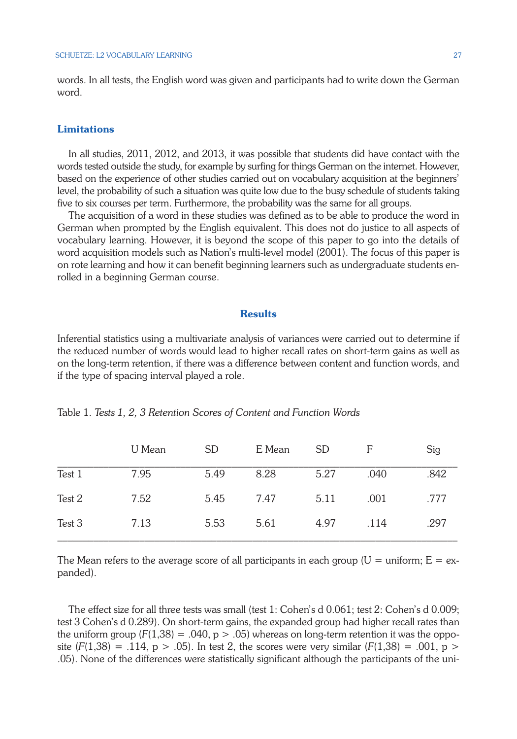words. In all tests, the English word was given and participants had to write down the German word.

## Limitations

In all studies, 2011, 2012, and 2013, it was possible that students did have contact with the words tested outside the study, for example by surfing for things German on the internet. However, based on the experience of other studies carried out on vocabulary acquisition at the beginners' level, the probability of such a situation was quite low due to the busy schedule of students taking five to six courses per term. Furthermore, the probability was the same for all groups.

The acquisition of a word in these studies was defined as to be able to produce the word in German when prompted by the English equivalent. This does not do justice to all aspects of vocabulary learning. However, it is beyond the scope of this paper to go into the details of word acquisition models such as Nation's multi-level model (2001). The focus of this paper is on rote learning and how it can benefit beginning learners such as undergraduate students enrolled in a beginning German course.

## Results

Inferential statistics using a multivariate analysis of variances were carried out to determine if the reduced number of words would lead to higher recall rates on short-term gains as well as on the long-term retention, if there was a difference between content and function words, and if the type of spacing interval played a role.

Table 1. *Tests 1, 2, 3 Retention Scores of Content and Function Words*

| | U Mean | SD | E Mean | SD | F | Sig |
|---|---|---|---|---|---|---|
| Test 1 | 7.95 | 5.49 | 8.28 | 5.27 | .040 | .842 |
| Test 2 | 7.52 | 5.45 | 7.47 | 5.11 | .001 | .777 |
| Test 3 | 7.13 | 5.53 | 5.61 | 4.97 | .114 | .297 |

The Mean refers to the average score of all participants in each group (U = uniform; E = expanded).

The effect size for all three tests was small (test 1: Cohen's d 0.061; test 2: Cohen's d 0.009; test 3 Cohen's d 0.289). On short-term gains, the expanded group had higher recall rates than the uniform group ($F(1,38) = .040$, $p > .05$) whereas on long-term retention it was the opposite ($F(1,38) = .114$, $p > .05$). In test 2, the scores were very similar ($F(1,38) = .001$, $p > .05$). None of the differences were statistically significant although the participants of the uni-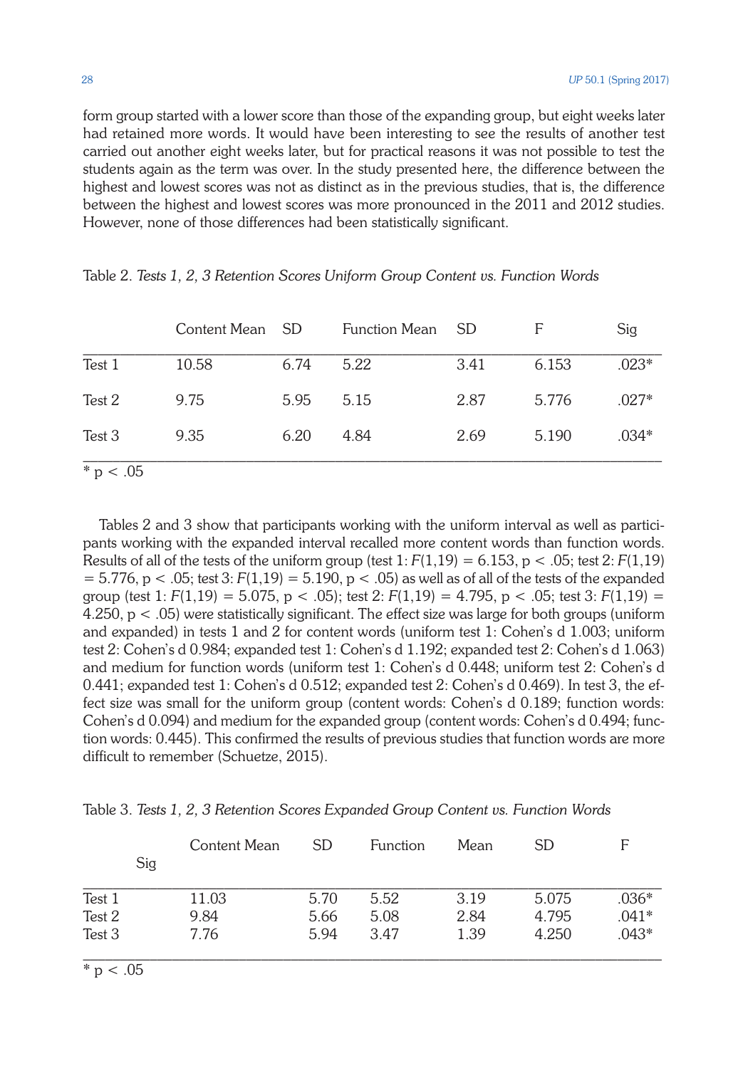form group started with a lower score than those of the expanding group, but eight weeks later had retained more words. It would have been interesting to see the results of another test carried out another eight weeks later, but for practical reasons it was not possible to test the students again as the term was over. In the study presented here, the difference between the highest and lowest scores was not as distinct as in the previous studies, that is, the difference between the highest and lowest scores was more pronounced in the 2011 and 2012 studies. However, none of those differences had been statistically significant.

Table 2. *Tests 1, 2, 3 Retention Scores Uniform Group Content vs. Function Words*

| | Content Mean | SD | Function Mean | SD | F | Sig |
|---|---|---|---|---|---|---|
| Test 1 | 10.58 | 6.74 | 5.22 | 3.41 | 6.153 | .023* |
| Test 2 | 9.75 | 5.95 | 5.15 | 2.87 | 5.776 | .027* |
| Test 3 | 9.35 | 6.20 | 4.84 | 2.69 | 5.190 | .034* |

\* $p < .05$

Tables 2 and 3 show that participants working with the uniform interval as well as participants working with the expanded interval recalled more content words than function words. Results of all of the tests of the uniform group (test 1: $F(1,19) = 6.153$, $p < .05$; test 2: $F(1,19) = 5.776$, $p < .05$; test 3: $F(1,19) = 5.190$, $p < .05$) as well as of all of the tests of the expanded group (test 1: $F(1,19) = 5.075$, $p < .05$); test 2: $F(1,19) = 4.795$, $p < .05$; test 3: $F(1,19) = 4.250$, $p < .05$) were statistically significant. The effect size was large for both groups (uniform and expanded) in tests 1 and 2 for content words (uniform test 1: Cohen's d 1.003; uniform test 2: Cohen's d 0.984; expanded test 1: Cohen's d 1.192; expanded test 2: Cohen's d 1.063) and medium for function words (uniform test 1: Cohen's d 0.448; uniform test 2: Cohen's d 0.441; expanded test 1: Cohen's d 0.512; expanded test 2: Cohen's d 0.469). In test 3, the effect size was small for the uniform group (content words: Cohen's d 0.189; function words: Cohen's d 0.094) and medium for the expanded group (content words: Cohen's d 0.494; function words: 0.445). This confirmed the results of previous studies that function words are more difficult to remember (Schuetze, 2015).

Table 3. *Tests 1, 2, 3 Retention Scores Expanded Group Content vs. Function Words*

| Sig | Content Mean | SD | Function | Mean | SD | F |
|---|---|---|---|---|---|---|
| Test 1 | 11.03 | 5.70 | 5.52 | 3.19 | 5.075 | .036* |
| Test 2 | 9.84 | 5.66 | 5.08 | 2.84 | 4.795 | .041* |
| Test 3 | 7.76 | 5.94 | 3.47 | 1.39 | 4.250 | .043* |

\* $p < .05$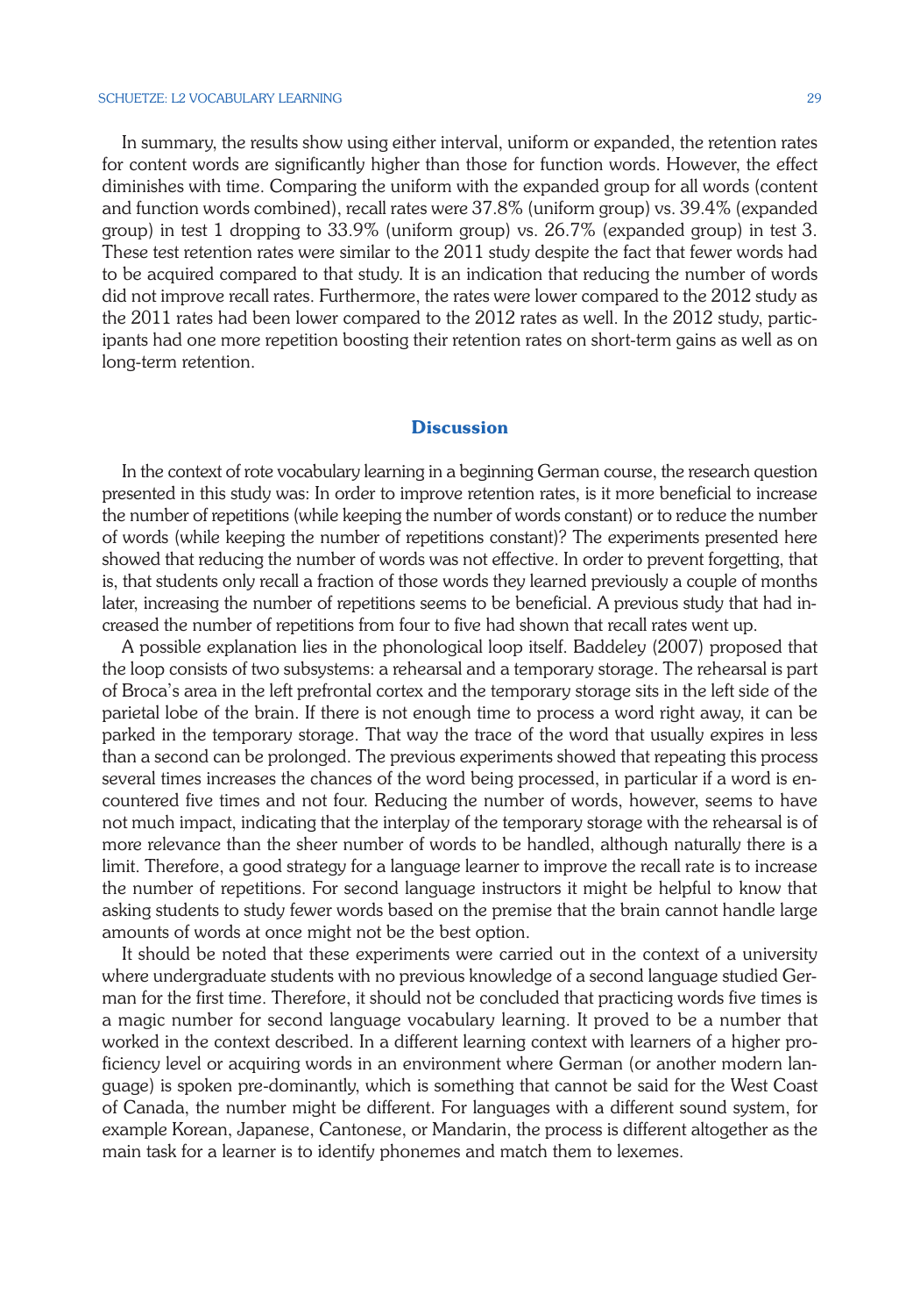In summary, the results show using either interval, uniform or expanded, the retention rates for content words are significantly higher than those for function words. However, the effect diminishes with time. Comparing the uniform with the expanded group for all words (content and function words combined), recall rates were 37.8% (uniform group) vs. 39.4% (expanded group) in test 1 dropping to 33.9% (uniform group) vs. 26.7% (expanded group) in test 3. These test retention rates were similar to the 2011 study despite the fact that fewer words had to be acquired compared to that study. It is an indication that reducing the number of words did not improve recall rates. Furthermore, the rates were lower compared to the 2012 study as the 2011 rates had been lower compared to the 2012 rates as well. In the 2012 study, participants had one more repetition boosting their retention rates on short-term gains as well as on long-term retention.

## Discussion

In the context of rote vocabulary learning in a beginning German course, the research question presented in this study was: In order to improve retention rates, is it more beneficial to increase the number of repetitions (while keeping the number of words constant) or to reduce the number of words (while keeping the number of repetitions constant)? The experiments presented here showed that reducing the number of words was not effective. In order to prevent forgetting, that is, that students only recall a fraction of those words they learned previously a couple of months later, increasing the number of repetitions seems to be beneficial. A previous study that had increased the number of repetitions from four to five had shown that recall rates went up.

A possible explanation lies in the phonological loop itself. Baddeley (2007) proposed that the loop consists of two subsystems: a rehearsal and a temporary storage. The rehearsal is part of Broca's area in the left prefrontal cortex and the temporary storage sits in the left side of the parietal lobe of the brain. If there is not enough time to process a word right away, it can be parked in the temporary storage. That way the trace of the word that usually expires in less than a second can be prolonged. The previous experiments showed that repeating this process several times increases the chances of the word being processed, in particular if a word is encountered five times and not four. Reducing the number of words, however, seems to have not much impact, indicating that the interplay of the temporary storage with the rehearsal is of more relevance than the sheer number of words to be handled, although naturally there is a limit. Therefore, a good strategy for a language learner to improve the recall rate is to increase the number of repetitions. For second language instructors it might be helpful to know that asking students to study fewer words based on the premise that the brain cannot handle large amounts of words at once might not be the best option.

It should be noted that these experiments were carried out in the context of a university where undergraduate students with no previous knowledge of a second language studied German for the first time. Therefore, it should not be concluded that practicing words five times is a magic number for second language vocabulary learning. It proved to be a number that worked in the context described. In a different learning context with learners of a higher proficiency level or acquiring words in an environment where German (or another modern language) is spoken pre-dominantly, which is something that cannot be said for the West Coast of Canada, the number might be different. For languages with a different sound system, for example Korean, Japanese, Cantonese, or Mandarin, the process is different altogether as the main task for a learner is to identify phonemes and match them to lexemes.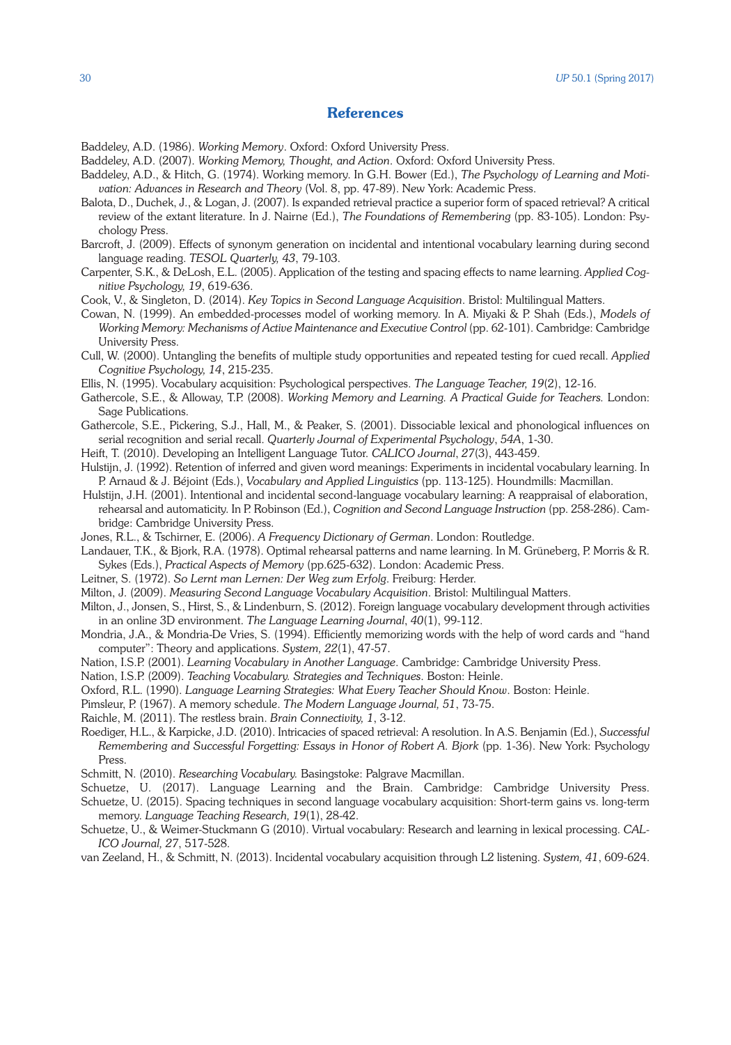## References

Baddeley, A.D. (1986). *Working Memory*. Oxford: Oxford University Press.

Baddeley, A.D. (2007). *Working Memory, Thought, and Action*. Oxford: Oxford University Press.

Baddeley, A.D., & Hitch, G. (1974). Working memory. In G.H. Bower (Ed.), *The Psychology of Learning and Motivation: Advances in Research and Theory* (Vol. 8, pp. 47-89). New York: Academic Press.

Balota, D., Duchek, J., & Logan, J. (2007). Is expanded retrieval practice a superior form of spaced retrieval? A critical review of the extant literature. In J. Nairne (Ed.), *The Foundations of Remembering* (pp. 83-105). London: Psychology Press.

Barcroft, J. (2009). Effects of synonym generation on incidental and intentional vocabulary learning during second language reading. *TESOL Quarterly, 43*, 79-103.

Carpenter, S.K., & DeLosh, E.L. (2005). Application of the testing and spacing effects to name learning. *Applied Cognitive Psychology, 19*, 619-636.

Cook, V., & Singleton, D. (2014). *Key Topics in Second Language Acquisition*. Bristol: Multilingual Matters.

Cowan, N. (1999). An embedded-processes model of working memory. In A. Miyaki & P. Shah (Eds.), *Models of Working Memory: Mechanisms of Active Maintenance and Executive Control* (pp. 62-101). Cambridge: Cambridge University Press.

Cull, W. (2000). Untangling the benefits of multiple study opportunities and repeated testing for cued recall. *Applied Cognitive Psychology, 14*, 215-235.

Ellis, N. (1995). Vocabulary acquisition: Psychological perspectives. *The Language Teacher, 19*(2), 12-16.

Gathercole, S.E., & Alloway, T.P. (2008). *Working Memory and Learning. A Practical Guide for Teachers.* London: Sage Publications.

Gathercole, S.E., Pickering, S.J., Hall, M., & Peaker, S. (2001). Dissociable lexical and phonological influences on serial recognition and serial recall. *Quarterly Journal of Experimental Psychology*, *54A*, 1-30.

Heift, T. (2010). Developing an Intelligent Language Tutor. *CALICO Journal*, *27*(3), 443-459.

Hulstijn, J. (1992). Retention of inferred and given word meanings: Experiments in incidental vocabulary learning. In P. Arnaud & J. Béjoint (Eds.), *Vocabulary and Applied Linguistics* (pp. 113-125). Houndmills: Macmillan.

Hulstijn, J.H. (2001). Intentional and incidental second-language vocabulary learning: A reappraisal of elaboration, rehearsal and automaticity. In P. Robinson (Ed.), *Cognition and Second Language Instruction* (pp. 258-286). Cambridge: Cambridge University Press.

Jones, R.L., & Tschirner, E. (2006). *A Frequency Dictionary of German*. London: Routledge.

Landauer, T.K., & Bjork, R.A. (1978). Optimal rehearsal patterns and name learning. In M. Grüneberg, P. Morris & R. Sykes (Eds.), *Practical Aspects of Memory* (pp.625-632). London: Academic Press.

Leitner, S. (1972). *So Lernt man Lernen: Der Weg zum Erfolg*. Freiburg: Herder.

Milton, J. (2009). *Measuring Second Language Vocabulary Acquisition*. Bristol: Multilingual Matters.

Milton, J., Jonsen, S., Hirst, S., & Lindenburn, S. (2012). Foreign language vocabulary development through activities in an online 3D environment. *The Language Learning Journal*, *40*(1), 99-112.

Mondria, J.A., & Mondria-De Vries, S. (1994). Efficiently memorizing words with the help of word cards and "hand computer": Theory and applications. *System, 22*(1), 47-57.

Nation, I.S.P. (2001). *Learning Vocabulary in Another Language*. Cambridge: Cambridge University Press.

Nation, I.S.P. (2009). *Teaching Vocabulary. Strategies and Techniques*. Boston: Heinle.

Oxford, R.L. (1990). *Language Learning Strategies: What Every Teacher Should Know*. Boston: Heinle.

Pimsleur, P. (1967). A memory schedule. *The Modern Language Journal, 51*, 73-75.

Raichle, M. (2011). The restless brain. *Brain Connectivity, 1*, 3-12.

Roediger, H.L., & Karpicke, J.D. (2010). Intricacies of spaced retrieval: A resolution. In A.S. Benjamin (Ed.), *Successful Remembering and Successful Forgetting: Essays in Honor of Robert A. Bjork* (pp. 1-36). New York: Psychology Press.

Schmitt, N. (2010). *Researching Vocabulary.* Basingstoke: Palgrave Macmillan.

Schuetze, U. (2017). Language Learning and the Brain. Cambridge: Cambridge University Press.

Schuetze, U. (2015). Spacing techniques in second language vocabulary acquisition: Short-term gains vs. long-term memory. *Language Teaching Research, 19*(1), 28-42.

Schuetze, U., & Weimer-Stuckmann G (2010). Virtual vocabulary: Research and learning in lexical processing. *CALICO Journal, 27*, 517-528.

van Zeeland, H., & Schmitt, N. (2013). Incidental vocabulary acquisition through L2 listening. *System, 41*, 609-624.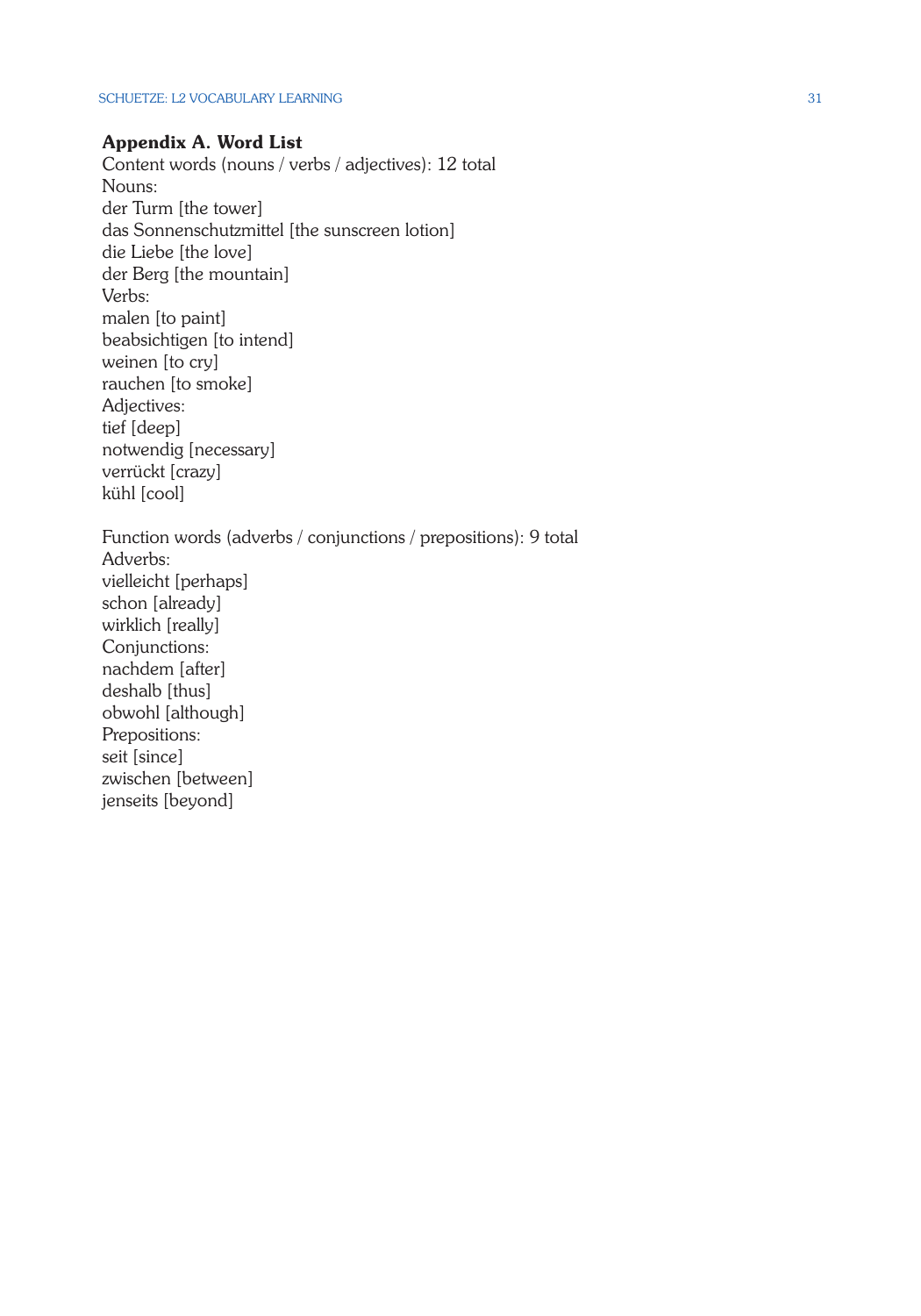## Appendix A. Word List

Content words (nouns / verbs / adjectives): 12 total
Nouns:
der Turm [the tower]
das Sonnenschutzmittel [the sunscreen lotion]
die Liebe [the love]
der Berg [the mountain]
Verbs:
malen [to paint]
beabsichtigen [to intend]
weinen [to cry]
rauchen [to smoke]
Adjectives:
tief [deep]
notwendig [necessary]
verrückt [crazy]
kühl [cool]

Function words (adverbs / conjunctions / prepositions): 9 total
Adverbs:
vielleicht [perhaps]
schon [already]
wirklich [really]
Conjunctions:
nachdem [after]
deshalb [thus]
obwohl [although]
Prepositions:
seit [since]
zwischen [between]
jenseits [beyond]